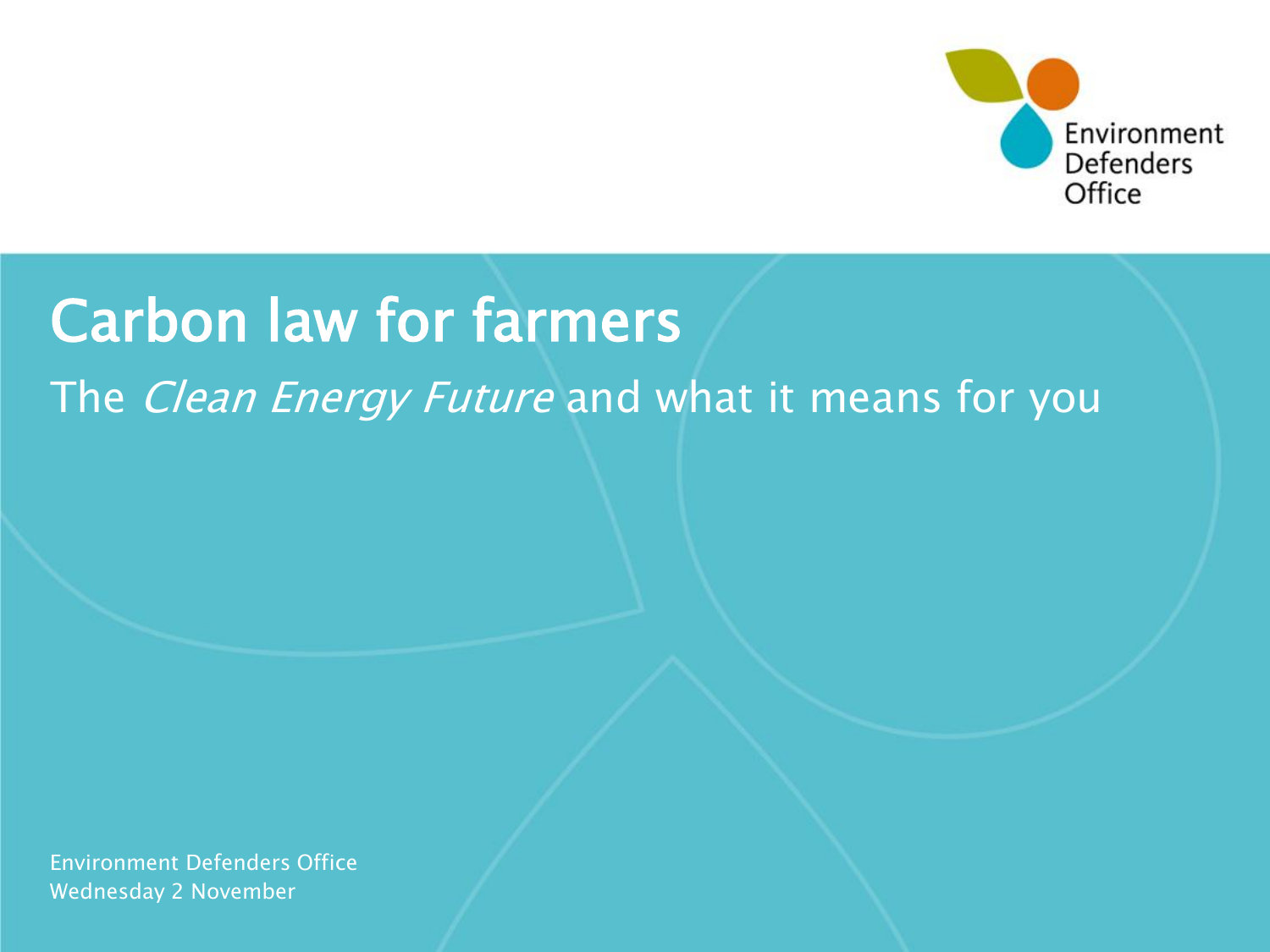Environment Defenders Office

# Carbon law for farmers

## The *Clean Energy Future* and what it means for you

Environment Defenders Office
Wednesday 2 November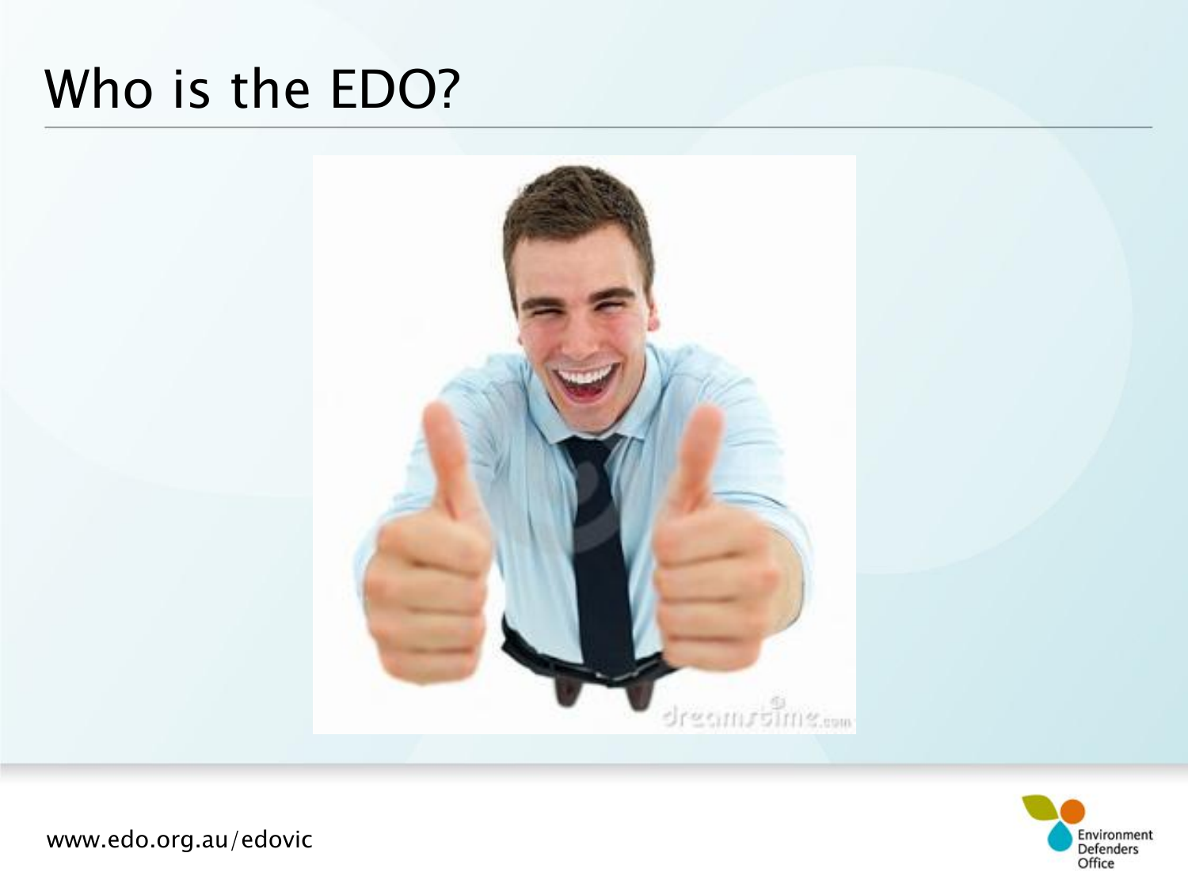# Who is the EDO?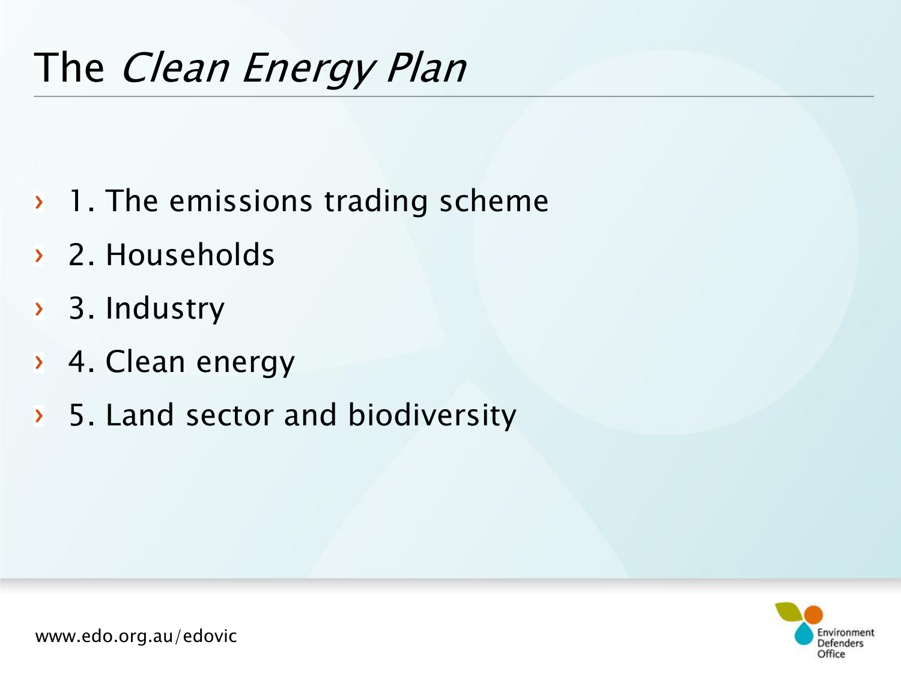# The *Clean Energy Plan*

- 1. The emissions trading scheme
- 2. Households
- 3. Industry
- 4. Clean energy
- 5. Land sector and biodiversity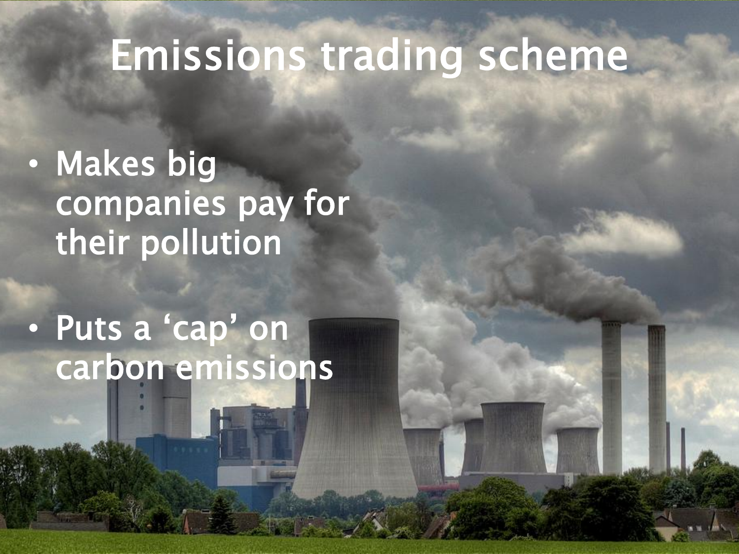# Emissions trading scheme

- Makes big companies pay for their pollution
- Puts a 'cap' on carbon emissions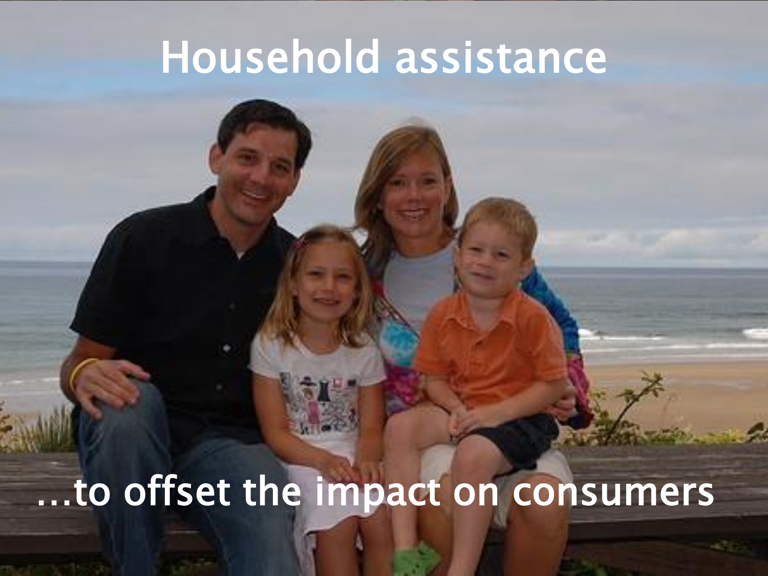# Household assistance

…to offset the impact on consumers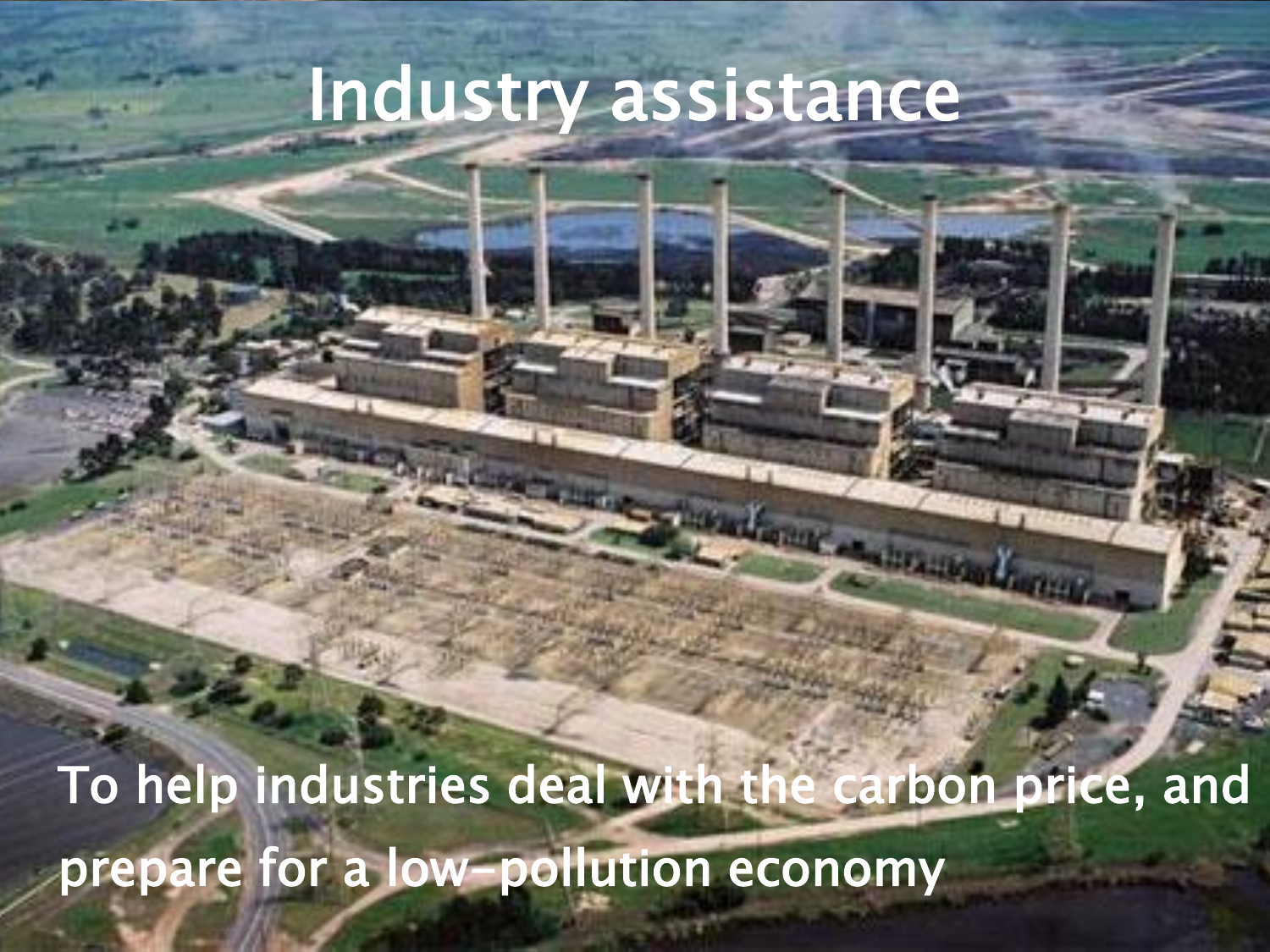# Industry assistance

To help industries deal with the carbon price, and prepare for a low-pollution economy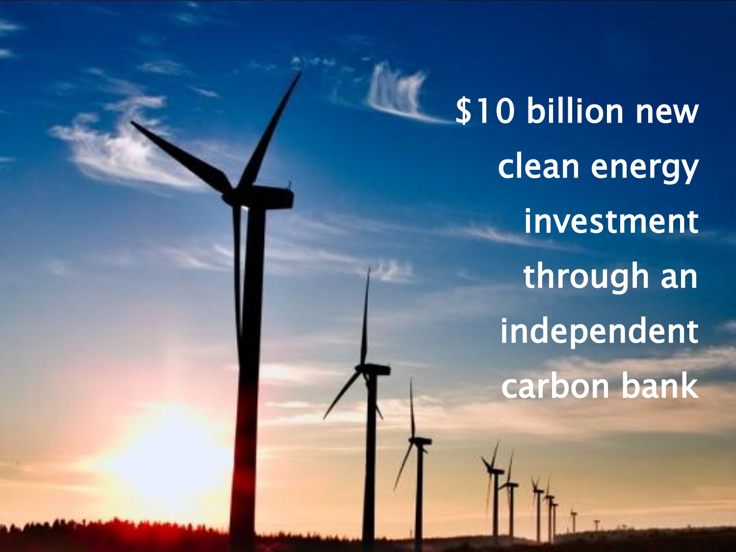$10 billion new clean energy investment through an independent carbon bank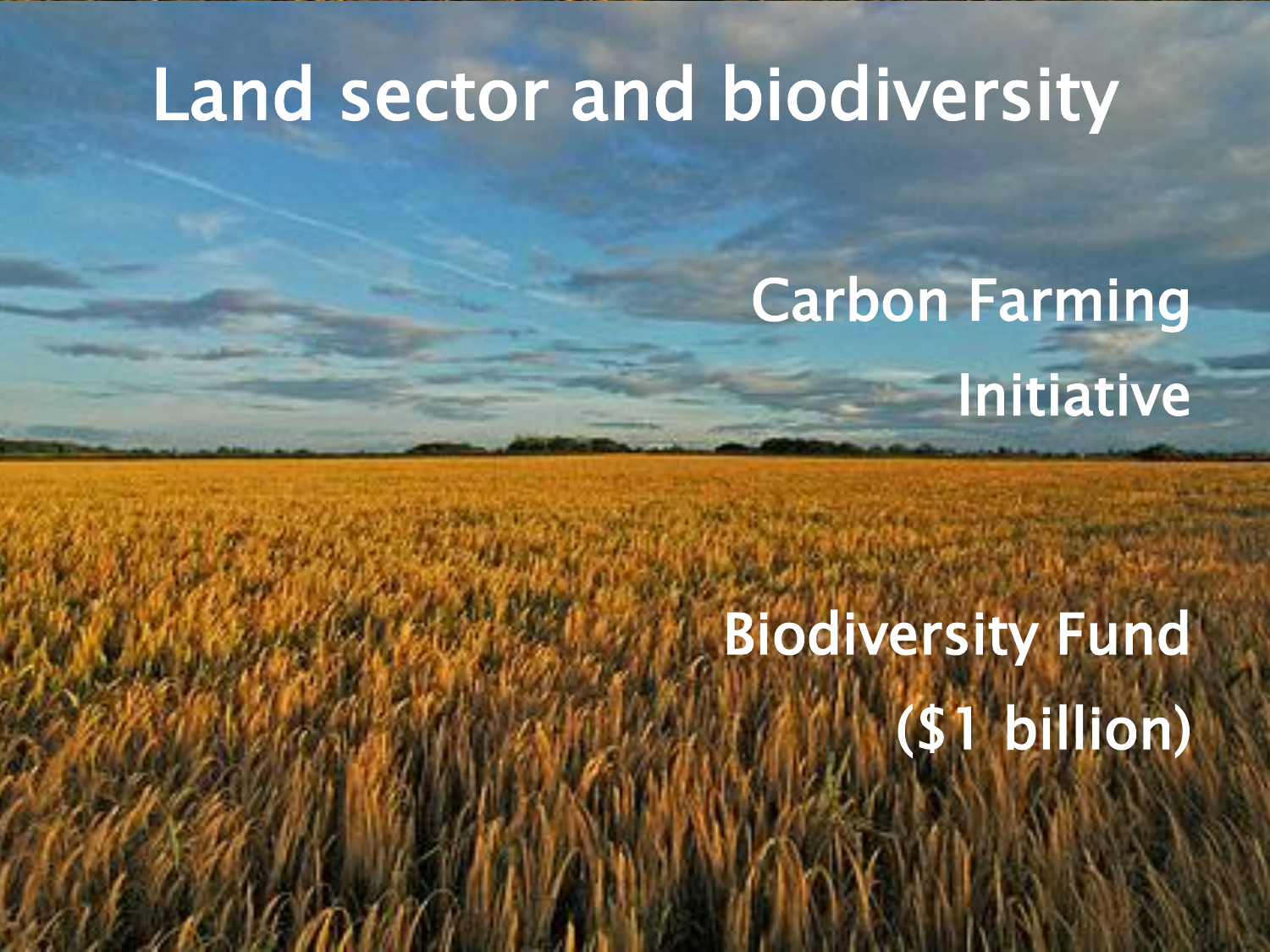# Land sector and biodiversity

Carbon Farming Initiative

Biodiversity Fund ($1 billion)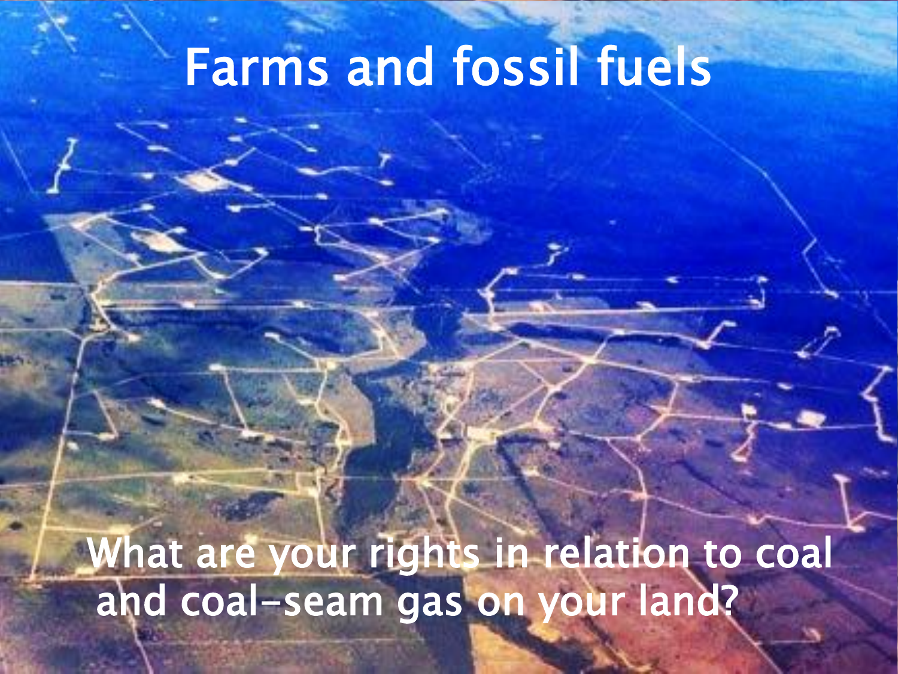# Farms and fossil fuels

What are your rights in relation to coal and coal-seam gas on your land?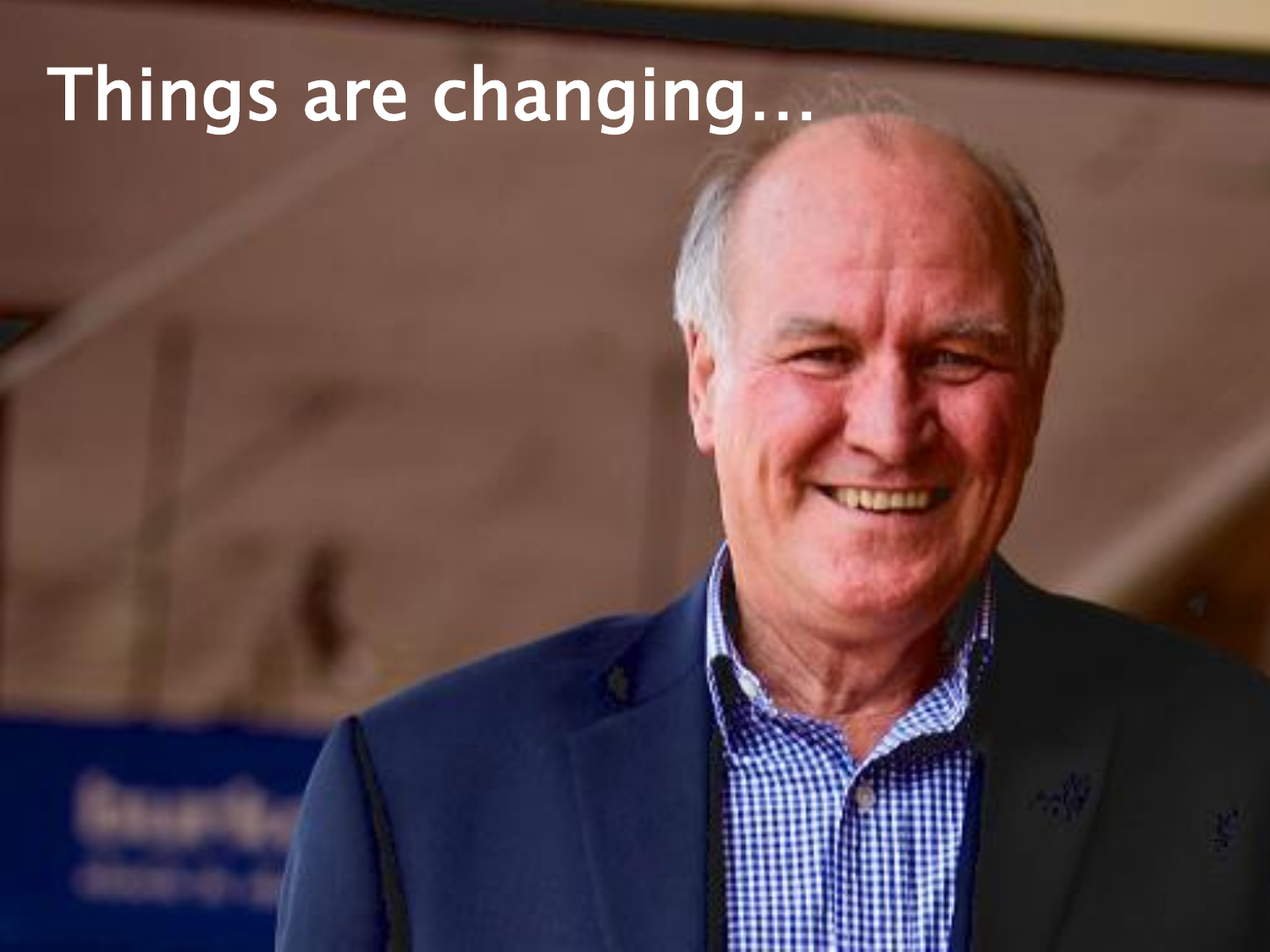# Things are changing…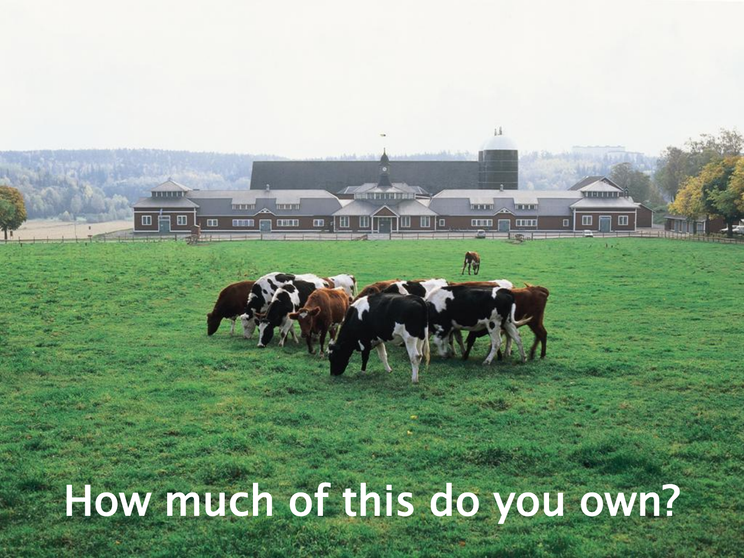How much of this do you own?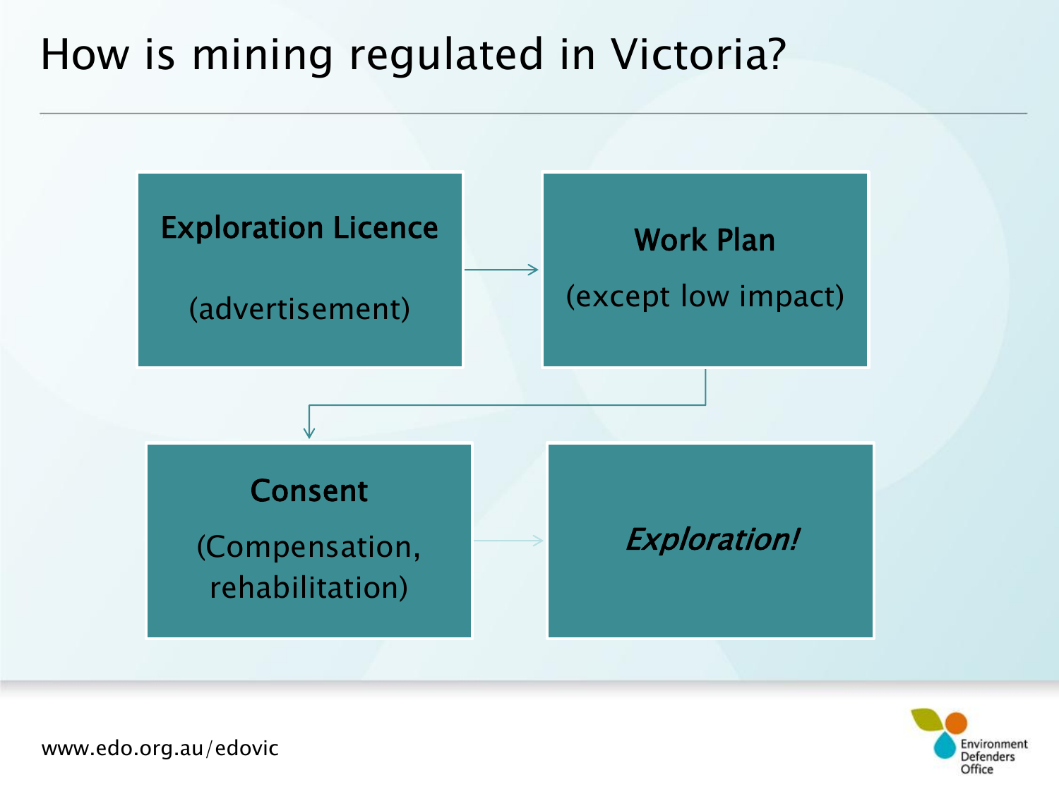# How is mining regulated in Victoria?

**Exploration Licence**

(advertisement)

**Work Plan**

(except low impact)

**Consent**

(Compensation, rehabilitation)

***Exploration!***

www.edo.org.au/edovic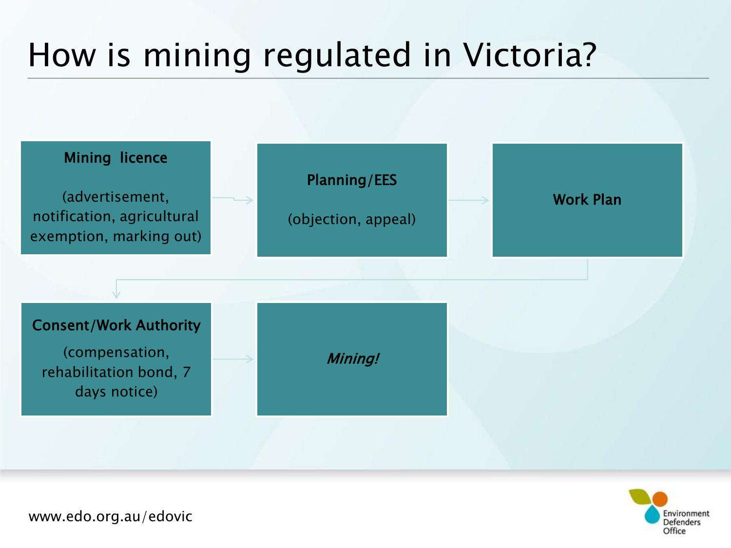# How is mining regulated in Victoria?

**Mining licence**

(advertisement, notification, agricultural exemption, marking out)

→

**Planning/EES**

(objection, appeal)

→

**Work Plan**

→

**Consent/Work Authority**

(compensation, rehabilitation bond, 7 days notice)

→

***Mining!***

www.edo.org.au/edovic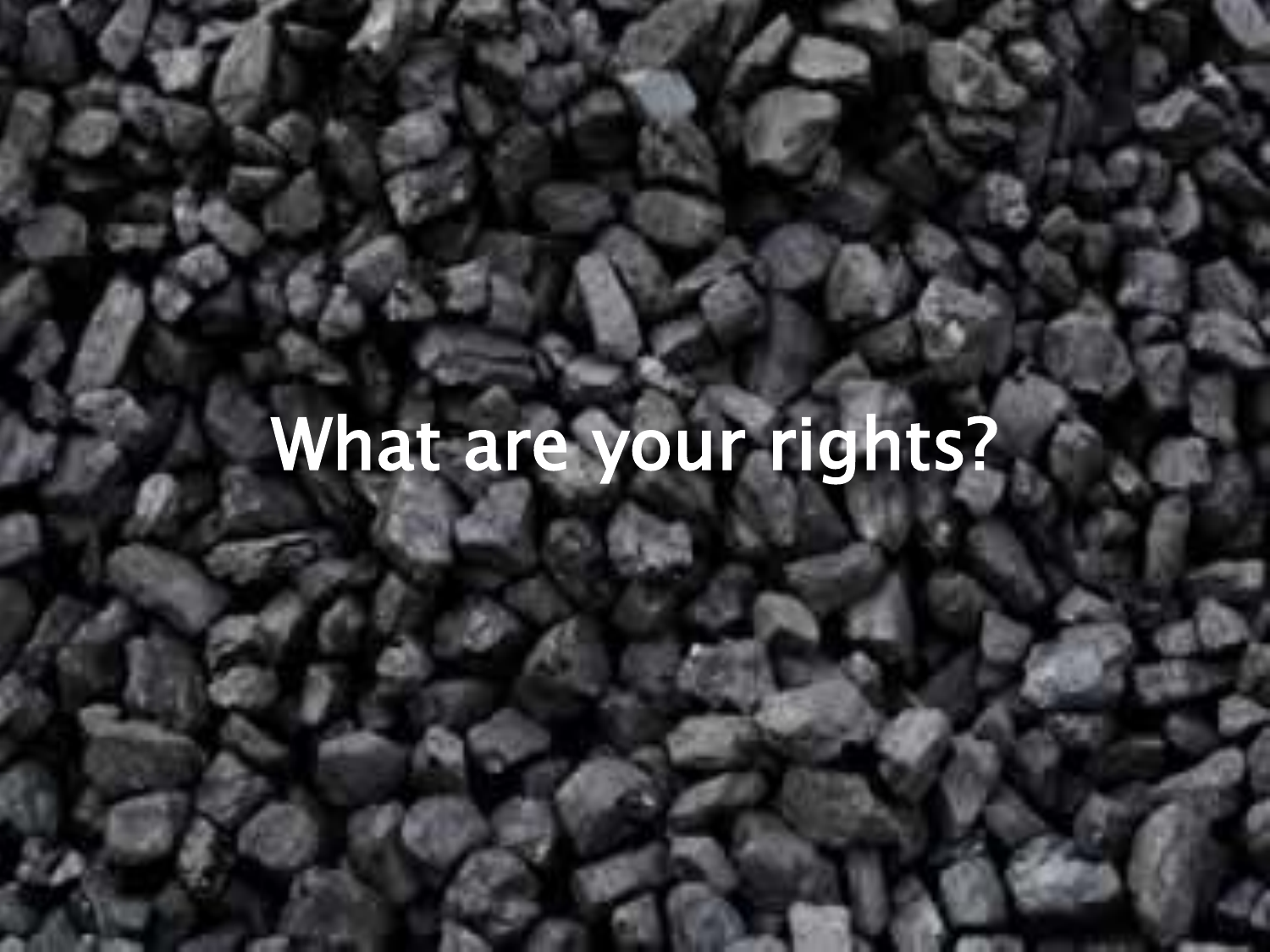# What are your rights?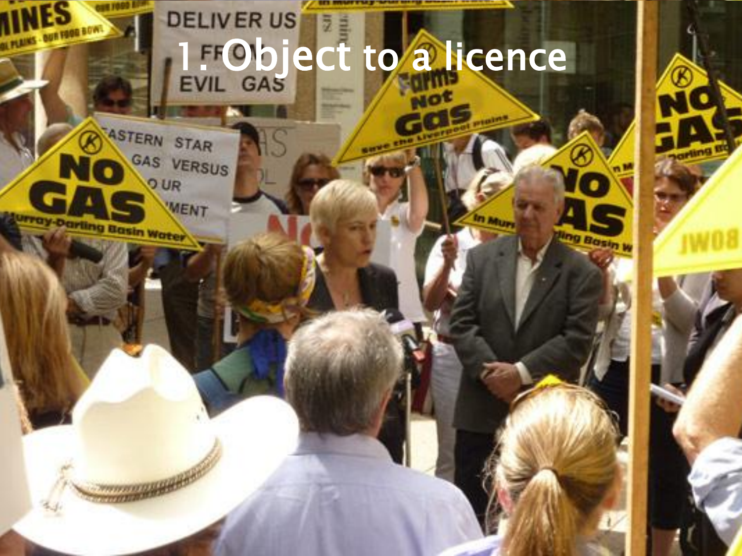# 1. Object to a licence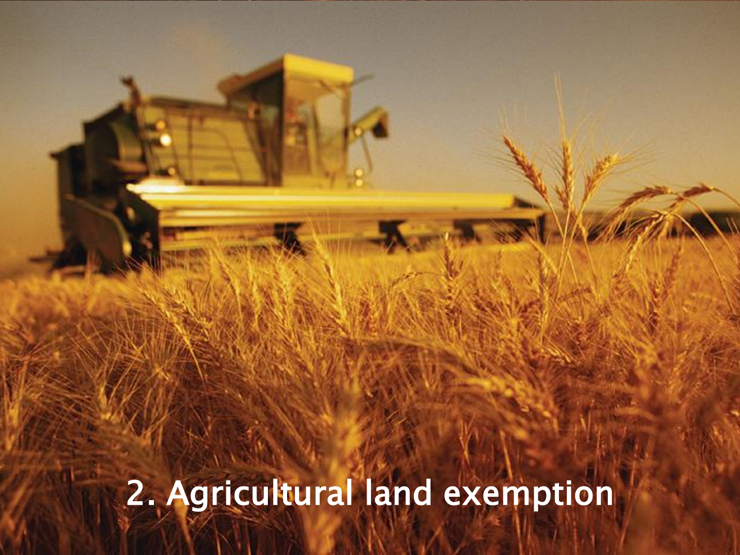# 2. Agricultural land exemption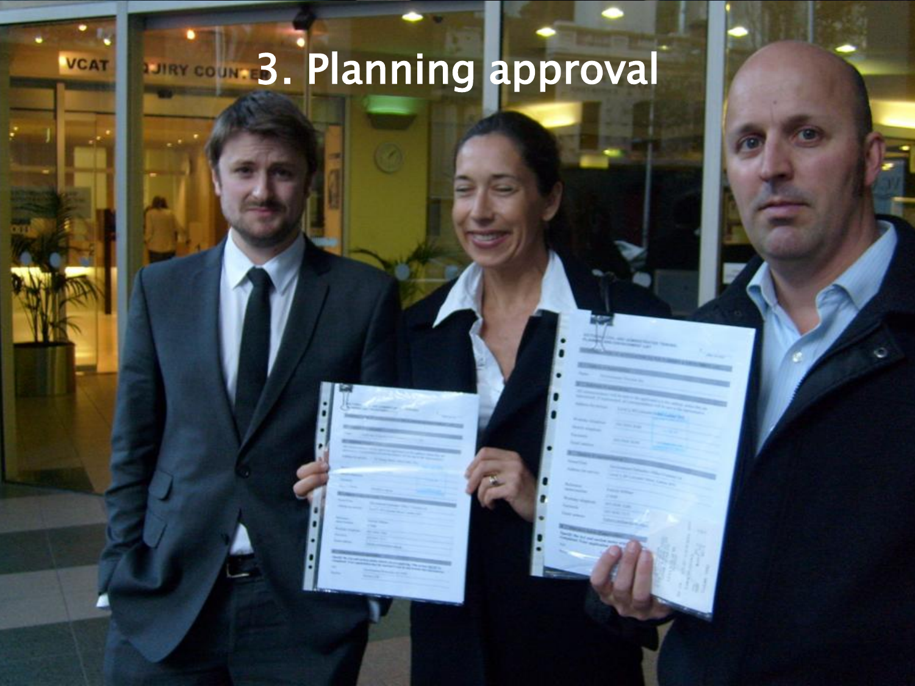# 3. Planning approval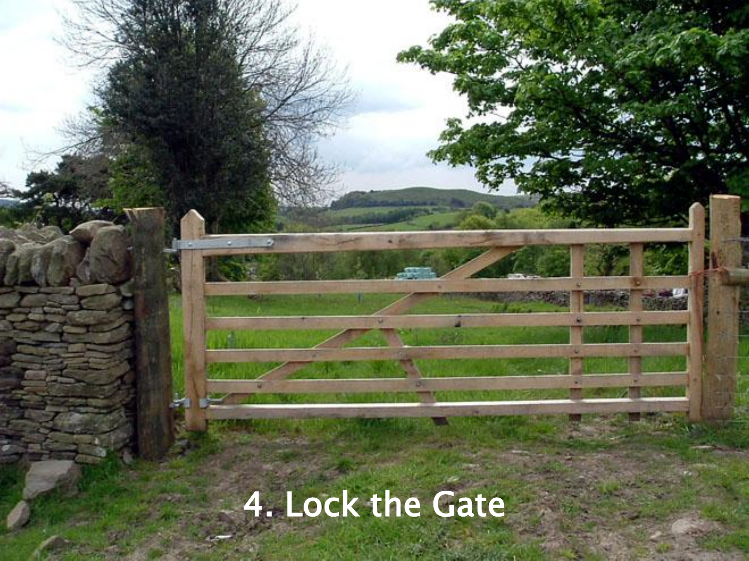4. Lock the Gate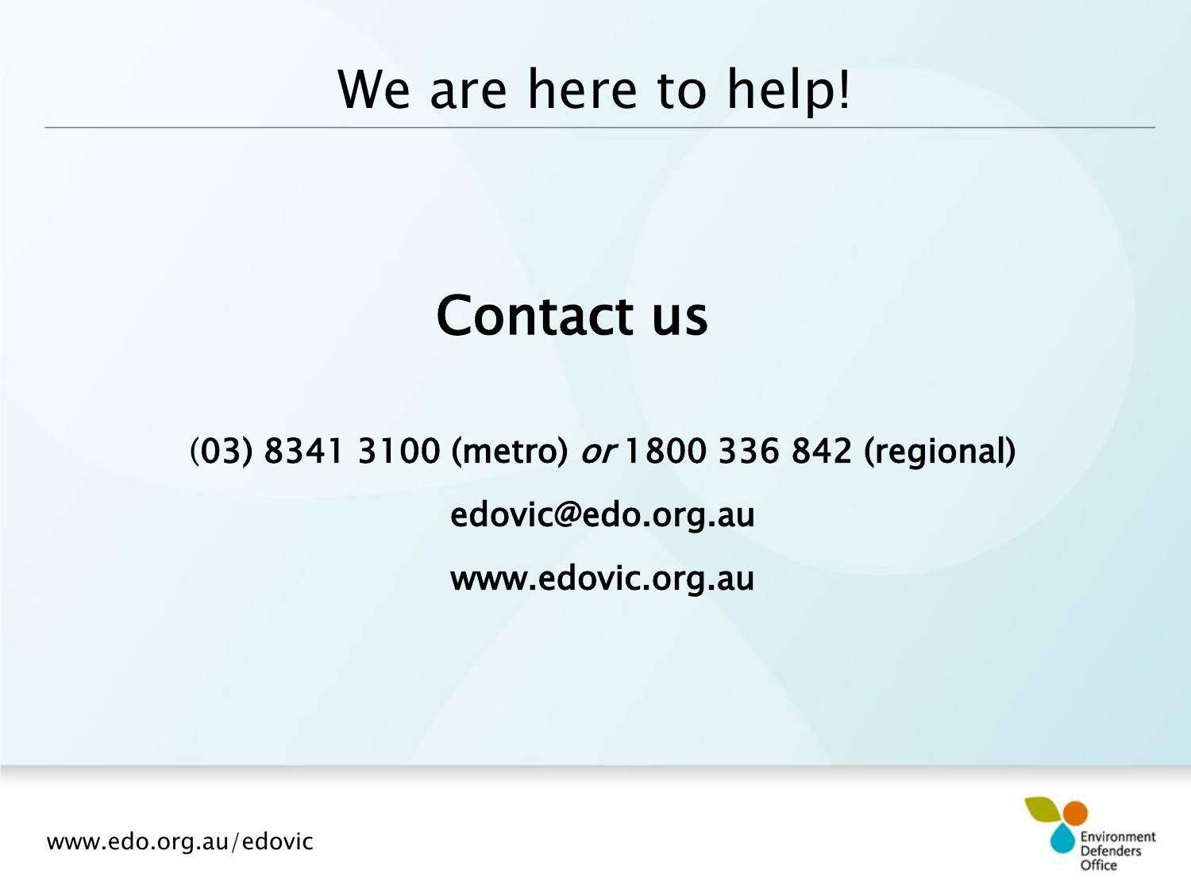# We are here to help!

## Contact us

**(03) 8341 3100 (metro)** ***or*** **1800 336 842 (regional)**

**edovic@edo.org.au**

**www.edovic.org.au**

www.edo.org.au/edovic

Environment Defenders Office